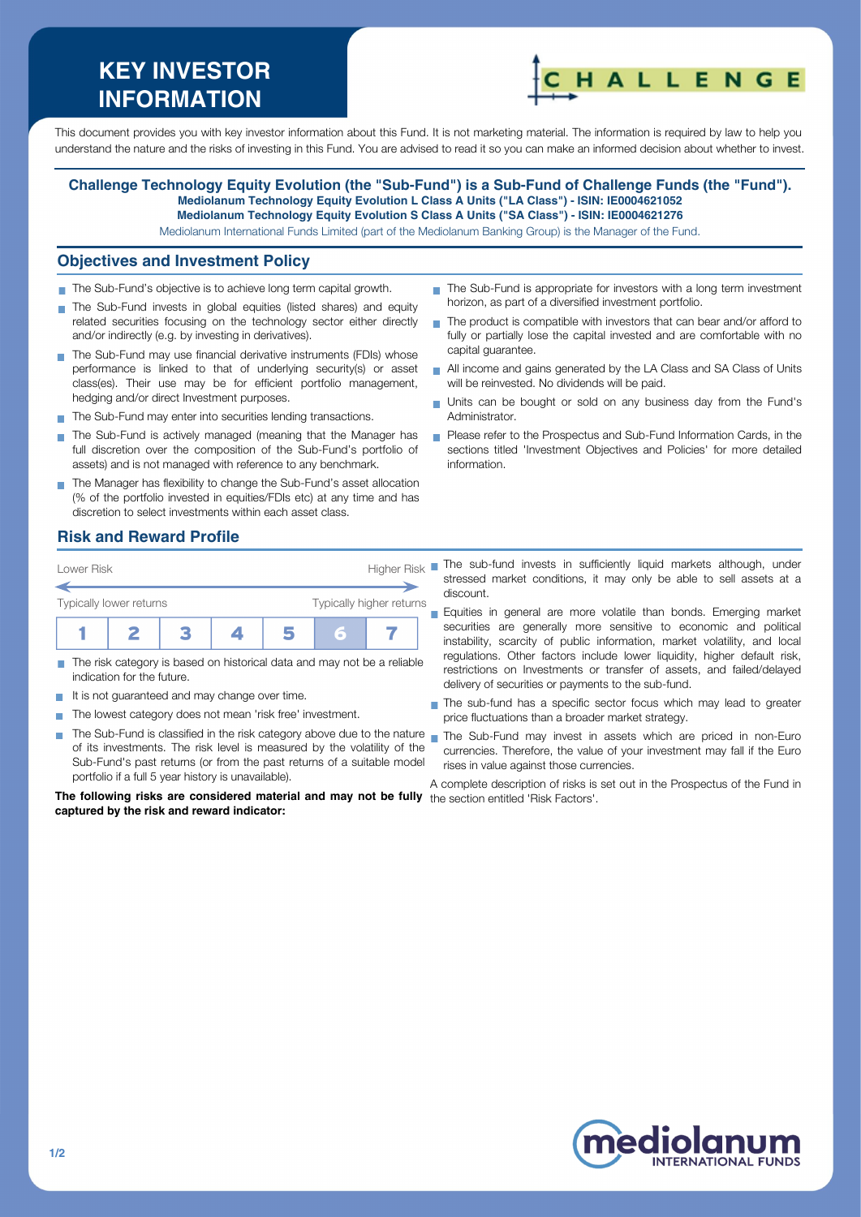# KEY INVESTOR INFORMATION

This document provides you with key investor information about this Fund. It is not marketing material. The information is required by law to help you understand the nature and the risks of investing in this Fund. You are advised to read it so you can make an informed decision about whether to invest.

**Challenge Technology Equity Evolution (the "Sub-Fund") is a Sub-Fund of Challenge Funds (the "Fund").**
**Mediolanum Technology Equity Evolution L Class A Units ("LA Class") - ISIN: IE0004621052**
**Mediolanum Technology Equity Evolution S Class A Units ("SA Class") - ISIN: IE0004621276**
Mediolanum International Funds Limited (part of the Mediolanum Banking Group) is the Manager of the Fund.

## Objectives and Investment Policy

- The Sub-Fund's objective is to achieve long term capital growth.
- The Sub-Fund invests in global equities (listed shares) and equity related securities focusing on the technology sector either directly and/or indirectly (e.g. by investing in derivatives).
- The Sub-Fund may use financial derivative instruments (FDIs) whose performance is linked to that of underlying security(s) or asset class(es). Their use may be for efficient portfolio management, hedging and/or direct Investment purposes.
- The Sub-Fund may enter into securities lending transactions.
- The Sub-Fund is actively managed (meaning that the Manager has full discretion over the composition of the Sub-Fund's portfolio of assets) and is not managed with reference to any benchmark.
- The Manager has flexibility to change the Sub-Fund's asset allocation (% of the portfolio invested in equities/FDIs etc) at any time and has discretion to select investments within each asset class.
- The Sub-Fund is appropriate for investors with a long term investment horizon, as part of a diversified investment portfolio.
- The product is compatible with investors that can bear and/or afford to fully or partially lose the capital invested and are comfortable with no capital guarantee.
- All income and gains generated by the LA Class and SA Class of Units will be reinvested. No dividends will be paid.
- Units can be bought or sold on any business day from the Fund's Administrator.
- Please refer to the Prospectus and Sub-Fund Information Cards, in the sections titled 'Investment Objectives and Policies' for more detailed information.

## Risk and Reward Profile

Lower Risk — Higher Risk

Typically lower returns — Typically higher returns

| 1 | 2 | 3 | 4 | 5 | **6** | 7 |
|---|---|---|---|---|---|---|

- The risk category is based on historical data and may not be a reliable indication for the future.
- It is not guaranteed and may change over time.
- The lowest category does not mean 'risk free' investment.
- The Sub-Fund is classified in the risk category above due to the nature of its investments. The risk level is measured by the volatility of the Sub-Fund's past returns (or from the past returns of a suitable model portfolio if a full 5 year history is unavailable).

**The following risks are considered material and may not be fully captured by the risk and reward indicator:**

- The sub-fund invests in sufficiently liquid markets although, under stressed market conditions, it may only be able to sell assets at a discount.
- Equities in general are more volatile than bonds. Emerging market securities are generally more sensitive to economic and political instability, scarcity of public information, market volatility, and local regulations. Other factors include lower liquidity, higher default risk, restrictions on Investments or transfer of assets, and failed/delayed delivery of securities or payments to the sub-fund.
- The sub-fund has a specific sector focus which may lead to greater price fluctuations than a broader market strategy.
- The Sub-Fund may invest in assets which are priced in non-Euro currencies. Therefore, the value of your investment may fall if the Euro rises in value against those currencies.

A complete description of risks is set out in the Prospectus of the Fund in the section entitled 'Risk Factors'.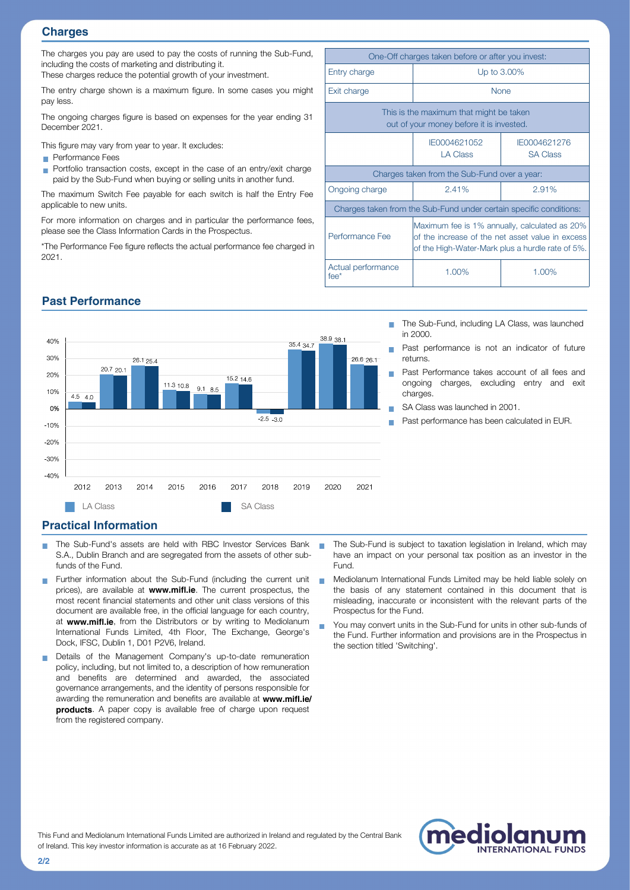## Charges

The charges you pay are used to pay the costs of running the Sub-Fund, including the costs of marketing and distributing it.
These charges reduce the potential growth of your investment.

The entry charge shown is a maximum figure. In some cases you might pay less.

The ongoing charges figure is based on expenses for the year ending 31 December 2021.

This figure may vary from year to year. It excludes:

- Performance Fees
- Portfolio transaction costs, except in the case of an entry/exit charge paid by the Sub-Fund when buying or selling units in another fund.

The maximum Switch Fee payable for each switch is half the Entry Fee applicable to new units.

For more information on charges and in particular the performance fees, please see the Class Information Cards in the Prospectus.

*The Performance Fee figure reflects the actual performance fee charged in 2021.

| One-Off charges taken before or after you invest: | | |
|---|---|---|
| Entry charge | Up to 3.00% | |
| Exit charge | None | |
| This is the maximum that might be taken out of your money before it is invested. | | |
| | IE0004621052 LA Class | IE0004621276 SA Class |
| Charges taken from the Sub-Fund over a year: | | |
| Ongoing charge | 2.41% | 2.91% |
| Charges taken from the Sub-Fund under certain specific conditions: | | |
| Performance Fee | Maximum fee is 1% annually, calculated as 20% of the increase of the net asset value in excess of the High-Water-Mark plus a hurdle rate of 5%. | |
| Actual performance fee* | 1.00% | 1.00% |

## Past Performance

40%
30%
20%
10%
0%
-10%
-20%
-30%
-40%

4.5 4.0
20.7 20.1
26.1 25.4
11.3 10.8
9.1 8.5
15.2 14.6
-2.5 -3.0
35.4 34.7
38.9 38.1
26.6 26.1

2012 2013 2014 2015 2016 2017 2018 2019 2020 2021

LA Class SA Class

- The Sub-Fund, including LA Class, was launched in 2000.
- Past performance is not an indicator of future returns.
- Past Performance takes account of all fees and ongoing charges, excluding entry and exit charges.
- SA Class was launched in 2001.
- Past performance has been calculated in EUR.

## Practical Information

- The Sub-Fund's assets are held with RBC Investor Services Bank S.A., Dublin Branch and are segregated from the assets of other sub-funds of the Fund.
- Further information about the Sub-Fund (including the current unit prices), are available at **www.mifl.ie**. The current prospectus, the most recent financial statements and other unit class versions of this document are available free, in the official language for each country, at **www.mifl.ie**, from the Distributors or by writing to Mediolanum International Funds Limited, 4th Floor, The Exchange, George's Dock, IFSC, Dublin 1, D01 P2V6, Ireland.
- Details of the Management Company's up-to-date remuneration policy, including, but not limited to, a description of how remuneration and benefits are determined and awarded, the associated governance arrangements, and the identity of persons responsible for awarding the remuneration and benefits are available at **www.mifl.ie/products**. A paper copy is available free of charge upon request from the registered company.
- The Sub-Fund is subject to taxation legislation in Ireland, which may have an impact on your personal tax position as an investor in the Fund.
- Mediolanum International Funds Limited may be held liable solely on the basis of any statement contained in this document that is misleading, inaccurate or inconsistent with the relevant parts of the Prospectus for the Fund.
- You may convert units in the Sub-Fund for units in other sub-funds of the Fund. Further information and provisions are in the Prospectus in the section titled 'Switching'.

This Fund and Mediolanum International Funds Limited are authorized in Ireland and regulated by the Central Bank of Ireland. This key investor information is accurate as at 16 February 2022.